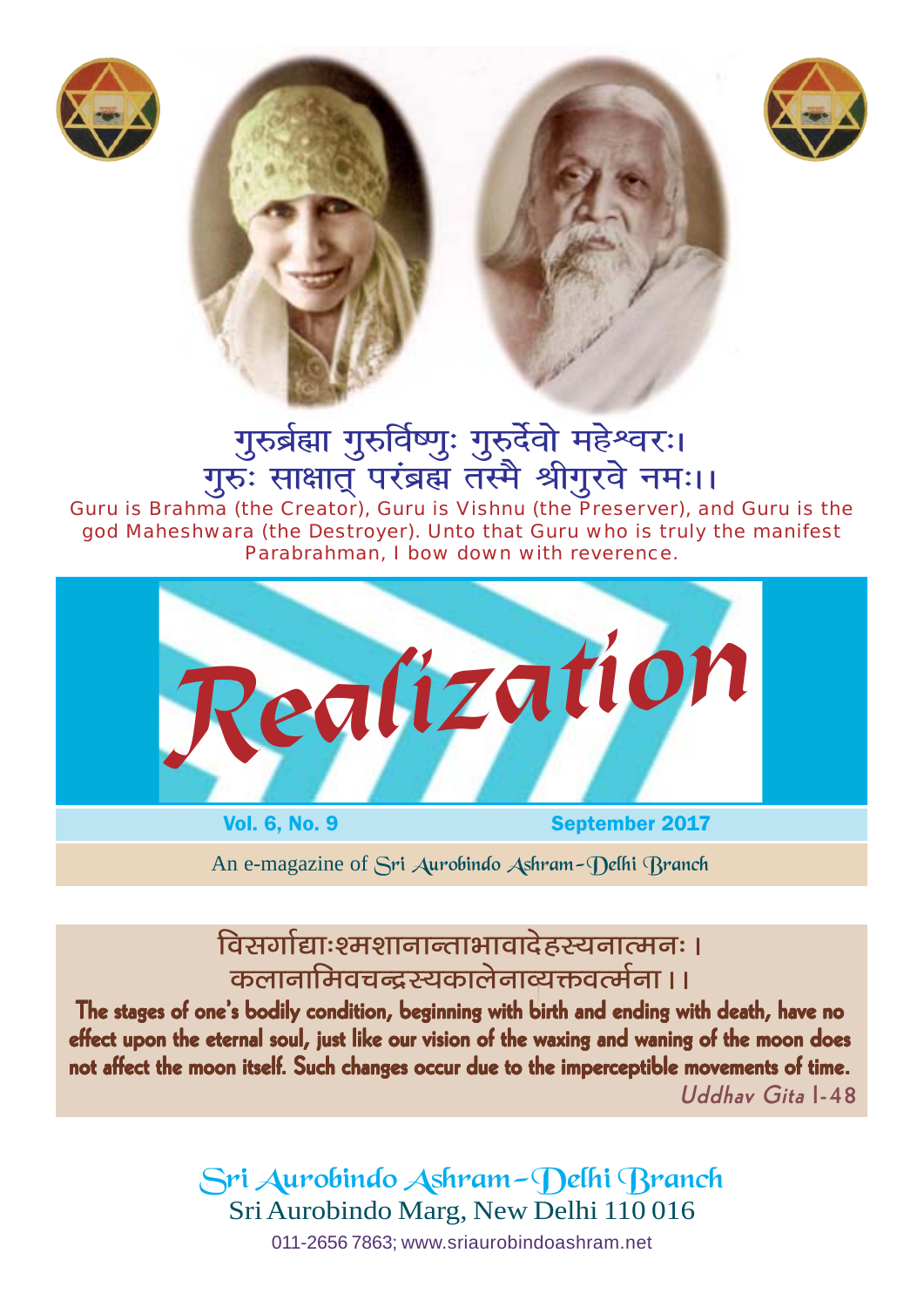गुरुर्ब्रह्मा गुरुर्विष्णुः गुरुर्देवो महेश्वरः।
गुरुः साक्षात् परंब्रह्म तस्मै श्रीगुरवे नमः।।

Guru is Brahma (the Creator), Guru is Vishnu (the Preserver), and Guru is the god Maheshwara (the Destroyer). Unto that Guru who is truly the manifest Parabrahman, I bow down with reverence.

# Realization

**Vol. 6, No. 9** — **September 2017**

An e-magazine of Sri Aurobindo Ashram–Delhi Branch

विसर्गाद्याःश्मशानान्ताभावादेहस्यनात्मनः।
कलानामिवचन्द्रस्यकालेनाव्यक्तवर्त्मना।।

**The stages of one's bodily condition, beginning with birth and ending with death, have no effect upon the eternal soul, just like our vision of the waxing and waning of the moon does not affect the moon itself. Such changes occur due to the imperceptible movements of time.**

*Uddhav Gita* I-48

Sri Aurobindo Ashram–Delhi Branch
Sri Aurobindo Marg, New Delhi 110 016
011-2656 7863; www.sriaurobindoashram.net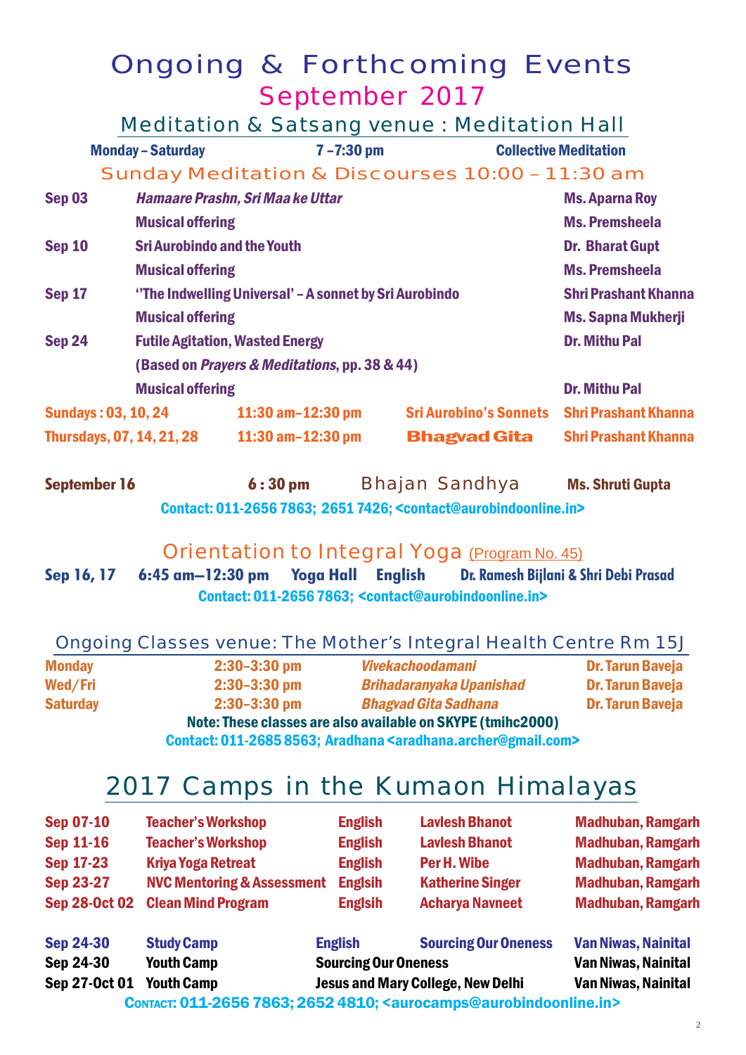# Ongoing & Forthcoming Events

## September 2017

### Meditation & Satsang venue : Meditation Hall

| Monday – Saturday | 7 –7:30 pm | Collective Meditation |
|---|---|---|

### Sunday Meditation & Discourses 10:00 – 11:30 am

| | | |
|---|---|---|
| **Sep 03** | *Hamaare Prashn, Sri Maa ke Uttar* | Ms. Aparna Roy |
| | Musical offering | Ms. Premsheela |
| **Sep 10** | Sri Aurobindo and the Youth | Dr. Bharat Gupt |
| | Musical offering | Ms. Premsheela |
| **Sep 17** | ''The Indwelling Universal' – A sonnet by Sri Aurobindo | Shri Prashant Khanna |
| | Musical offering | Ms. Sapna Mukherji |
| **Sep 24** | Futile Agitation, Wasted Energy | Dr. Mithu Pal |
| | (Based on *Prayers & Meditations*, pp. 38 & 44) | |
| | Musical offering | Dr. Mithu Pal |

| | | | |
|---|---|---|---|
| Sundays : 03, 10, 24 | 11:30 am–12:30 pm | Sri Aurobino's Sonnets | Shri Prashant Khanna |
| Thursdays, 07, 14, 21, 28 | 11:30 am–12:30 pm | Bhagvad Gita | Shri Prashant Khanna |

| | | | |
|---|---|---|---|
| **September 16** | 6 : 30 pm | Bhajan Sandhya | Ms. Shruti Gupta |

Contact: 011-2656 7863; 2651 7426; <contact@aurobindoonline.in>

### Orientation to Integral Yoga (Program No. 45)

| | | | | |
|---|---|---|---|---|
| **Sep 16, 17** | 6:45 am—12:30 pm | Yoga Hall | English | Dr. Ramesh Bijlani & Shri Debi Prasad |

Contact: 011-2656 7863; <contact@aurobindoonline.in>

### Ongoing Classes venue: The Mother's Integral Health Centre Rm 15J

| | | | |
|---|---|---|---|
| Monday | 2:30–3:30 pm | *Vivekachoodamani* | Dr. Tarun Baveja |
| Wed/Fri | 2:30–3:30 pm | *Brihadaranyaka Upanishad* | Dr. Tarun Baveja |
| Saturday | 2:30–3:30 pm | *Bhagvad Gita Sadhana* | Dr. Tarun Baveja |

Note: These classes are also available on SKYPE (tmihc2000)

Contact: 011-2685 8563; Aradhana <aradhana.archer@gmail.com>

## 2017 Camps in the Kumaon Himalayas

| | | | | |
|---|---|---|---|---|
| Sep 07-10 | Teacher's Workshop | English | Lavlesh Bhanot | Madhuban, Ramgarh |
| Sep 11-16 | Teacher's Workshop | English | Lavlesh Bhanot | Madhuban, Ramgarh |
| Sep 17-23 | Kriya Yoga Retreat | English | Per H. Wibe | Madhuban, Ramgarh |
| Sep 23-27 | NVC Mentoring & Assessment | Englsih | Katherine Singer | Madhuban, Ramgarh |
| Sep 28-Oct 02 | Clean Mind Program | Englsih | Acharya Navneet | Madhuban, Ramgarh |

| | | | | |
|---|---|---|---|---|
| Sep 24-30 | Study Camp | English | Sourcing Our Oneness | Van Niwas, Nainital |
| Sep 24-30 | Youth Camp | Sourcing Our Oneness | | Van Niwas, Nainital |
| Sep 27-Oct 01 | Youth Camp | Jesus and Mary College, New Delhi | | Van Niwas, Nainital |

Contact: 011-2656 7863; 2652 4810; <aurocamps@aurobindoonline.in>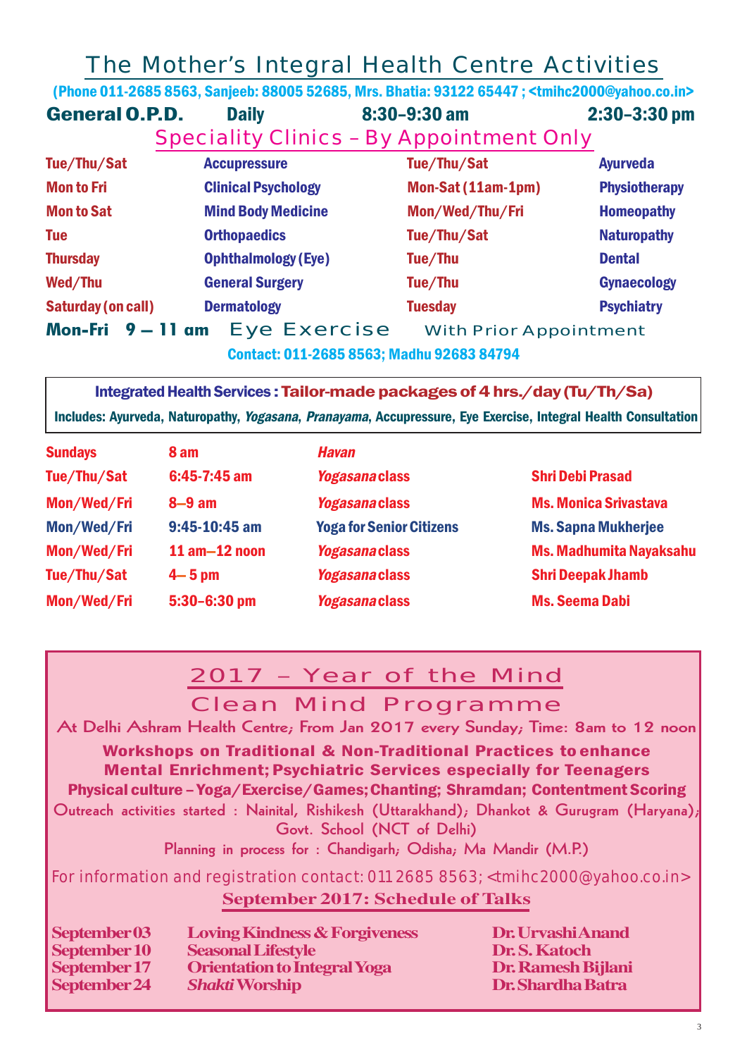# The Mother's Integral Health Centre Activities

(Phone 011-2685 8563, Sanjeeb: 88005 52685, Mrs. Bhatia: 93122 65447 ; <tmihc2000@yahoo.co.in>

**General O.P.D.** Daily 8:30–9:30 am 2:30–3:30 pm

## Speciality Clinics – By Appointment Only

| | | | |
|---|---|---|---|
| Tue/Thu/Sat | Accupressure | Tue/Thu/Sat | Ayurveda |
| Mon to Fri | Clinical Psychology | Mon-Sat (11am-1pm) | Physiotherapy |
| Mon to Sat | Mind Body Medicine | Mon/Wed/Thu/Fri | Homeopathy |
| Tue | Orthopaedics | Tue/Thu/Sat | Naturopathy |
| Thursday | Ophthalmology (Eye) | Tue/Thu | Dental |
| Wed/Thu | General Surgery | Tue/Thu | Gynaecology |
| Saturday (on call) | Dermatology | Tuesday | Psychiatry |

**Mon-Fri 9 – 11 am** Eye Exercise With Prior Appointment

Contact: 011-2685 8563; Madhu 92683 84794

**Integrated Health Services : Tailor-made packages of 4 hrs./day (Tu/Th/Sa)**

Includes: Ayurveda, Naturopathy, *Yogasana*, *Pranayama*, Accupressure, Eye Exercise, Integral Health Consultation

| | | | |
|---|---|---|---|
| Sundays | 8 am | *Havan* | |
| Tue/Thu/Sat | 6:45-7:45 am | *Yogasana* class | Shri Debi Prasad |
| Mon/Wed/Fri | 8–9 am | *Yogasana* class | Ms. Monica Srivastava |
| Mon/Wed/Fri | 9:45-10:45 am | Yoga for Senior Citizens | Ms. Sapna Mukherjee |
| Mon/Wed/Fri | 11 am–12 noon | *Yogasana* class | Ms. Madhumita Nayaksahu |
| Tue/Thu/Sat | 4– 5 pm | *Yogasana* class | Shri Deepak Jhamb |
| Mon/Wed/Fri | 5:30–6:30 pm | *Yogasana* class | Ms. Seema Dabi |

## 2017 – Year of the Mind

## Clean Mind Programme

At Delhi Ashram Health Centre; From Jan 2017 every Sunday; Time: 8am to 12 noon

**Workshops on Traditional & Non-Traditional Practices to enhance Mental Enrichment; Psychiatric Services especially for Teenagers**

**Physical culture – Yoga/Exercise/Games; Chanting; Shramdan; Contentment Scoring**

Outreach activities started : Nainital, Rishikesh (Uttarakhand); Dhankot & Gurugram (Haryana); Govt. School (NCT of Delhi)

Planning in process for : Chandigarh; Odisha; Ma Mandir (M.P.)

For information and registration contact: 011 2685 8563; <tmihc2000@yahoo.co.in>

**September 2017: Schedule of Talks**

| | | |
|---|---|---|
| September 03 | Loving Kindness & Forgiveness | Dr. Urvashi Anand |
| September 10 | Seasonal Lifestyle | Dr. S. Katoch |
| September 17 | Orientation to Integral Yoga | Dr. Ramesh Bijlani |
| September 24 | *Shakti* Worship | Dr. Shardha Batra |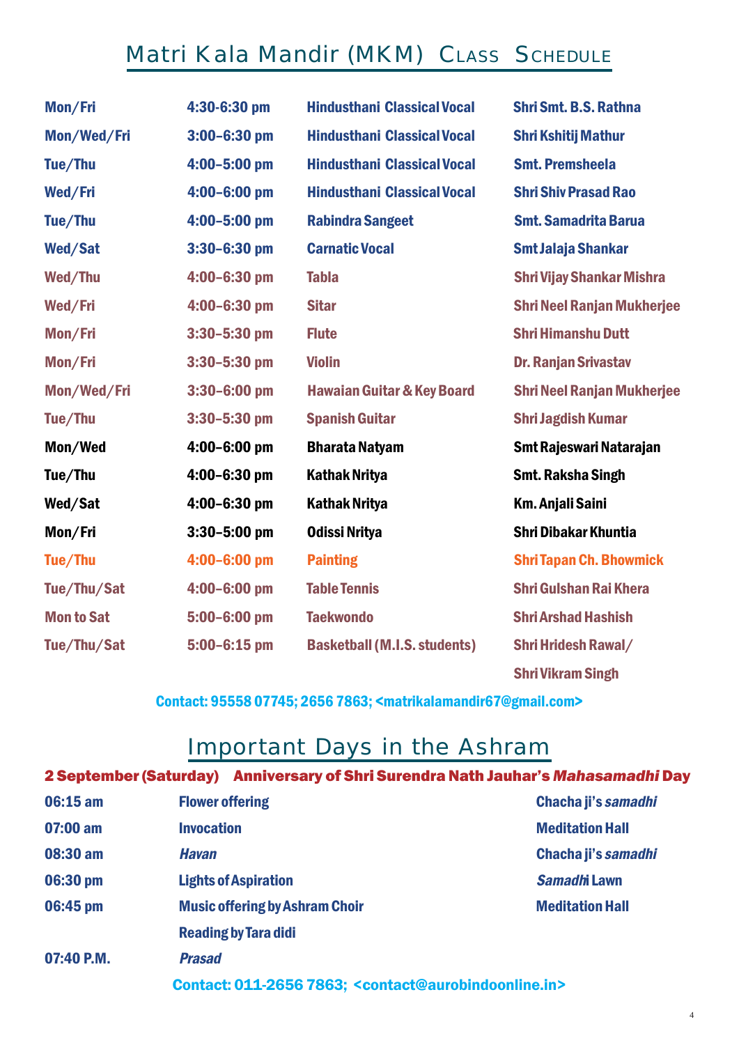# Matri Kala Mandir (MKM) Class Schedule

| | | | |
|---|---|---|---|
| Mon/Fri | 4:30-6:30 pm | Hindusthani Classical Vocal | Shri Smt. B.S. Rathna |
| Mon/Wed/Fri | 3:00–6:30 pm | Hindusthani Classical Vocal | Shri Kshitij Mathur |
| Tue/Thu | 4:00–5:00 pm | Hindusthani Classical Vocal | Smt. Premsheela |
| Wed/Fri | 4:00–6:00 pm | Hindusthani Classical Vocal | Shri Shiv Prasad Rao |
| Tue/Thu | 4:00–5:00 pm | Rabindra Sangeet | Smt. Samadrita Barua |
| Wed/Sat | 3:30–6:30 pm | Carnatic Vocal | Smt Jalaja Shankar |
| Wed/Thu | 4:00–6:30 pm | Tabla | Shri Vijay Shankar Mishra |
| Wed/Fri | 4:00–6:30 pm | Sitar | Shri Neel Ranjan Mukherjee |
| Mon/Fri | 3:30–5:30 pm | Flute | Shri Himanshu Dutt |
| Mon/Fri | 3:30–5:30 pm | Violin | Dr. Ranjan Srivastav |
| Mon/Wed/Fri | 3:30–6:00 pm | Hawaian Guitar & Key Board | Shri Neel Ranjan Mukherjee |
| Tue/Thu | 3:30–5:30 pm | Spanish Guitar | Shri Jagdish Kumar |
| Mon/Wed | 4:00–6:00 pm | Bharata Natyam | Smt Rajeswari Natarajan |
| Tue/Thu | 4:00–6:30 pm | Kathak Nritya | Smt. Raksha Singh |
| Wed/Sat | 4:00–6:30 pm | Kathak Nritya | Km. Anjali Saini |
| Mon/Fri | 3:30–5:00 pm | Odissi Nritya | Shri Dibakar Khuntia |
| Tue/Thu | 4:00–6:00 pm | Painting | Shri Tapan Ch. Bhowmick |
| Tue/Thu/Sat | 4:00–6:00 pm | Table Tennis | Shri Gulshan Rai Khera |
| Mon to Sat | 5:00–6:00 pm | Taekwondo | Shri Arshad Hashish |
| Tue/Thu/Sat | 5:00–6:15 pm | Basketball (M.I.S. students) | Shri Hridesh Rawal/ Shri Vikram Singh |

Contact: 95558 07745; 2656 7863; <matrikalamandir67@gmail.com>

# Important Days in the Ashram

**2 September (Saturday) Anniversary of Shri Surendra Nath Jauhar's *Mahasamadhi* Day**

| | | |
|---|---|---|
| 06:15 am | Flower offering | Chacha ji's *samadhi* |
| 07:00 am | Invocation | Meditation Hall |
| 08:30 am | *Havan* | Chacha ji's *samadhi* |
| 06:30 pm | Lights of Aspiration | *Samadhi* Lawn |
| 06:45 pm | Music offering by Ashram Choir<br>Reading by Tara didi | Meditation Hall |
| 07:40 P.M. | *Prasad* | |

Contact: 011-2656 7863; <contact@aurobindoonline.in>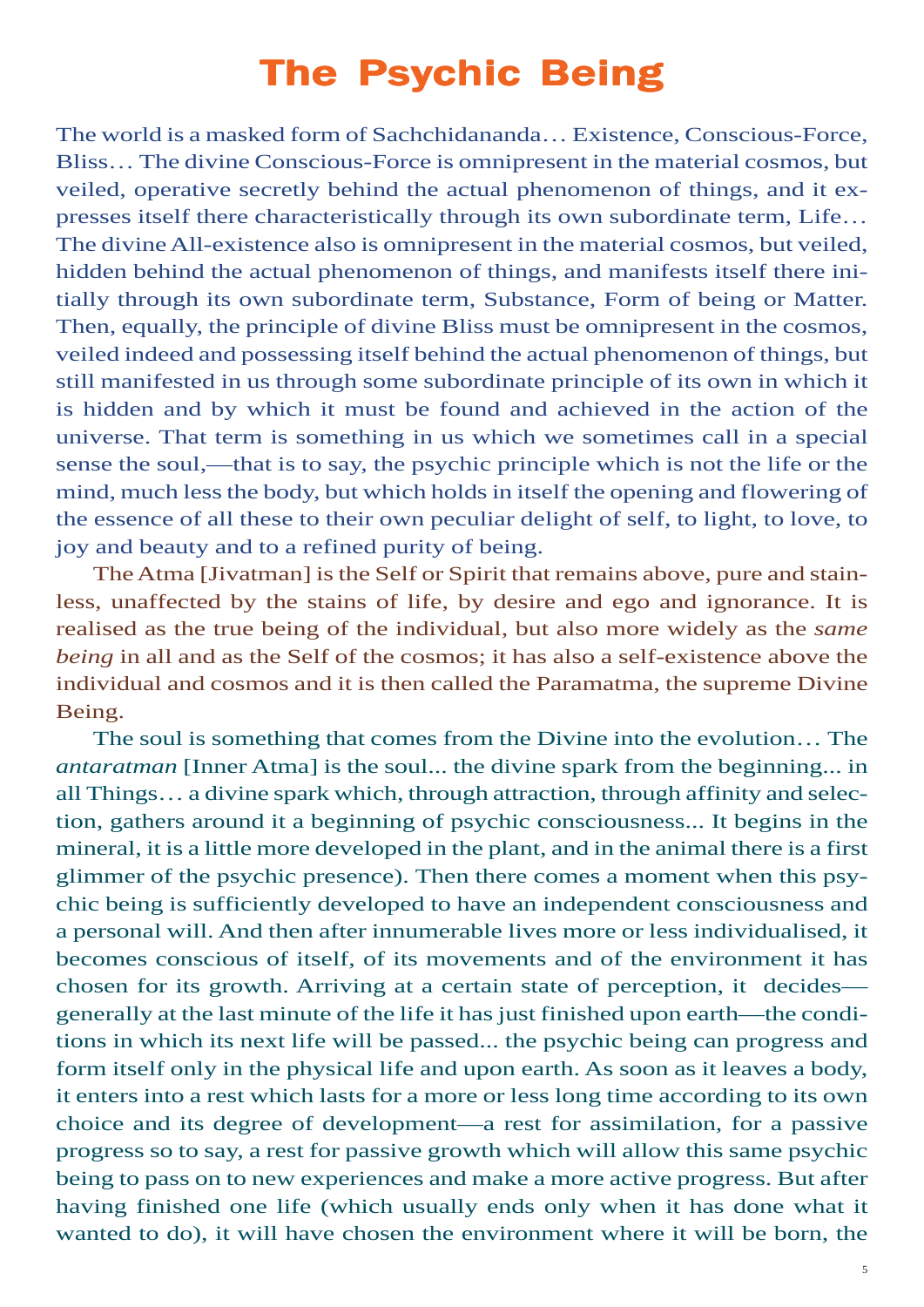# The Psychic Being

The world is a masked form of Sachchidananda… Existence, Conscious-Force, Bliss… The divine Conscious-Force is omnipresent in the material cosmos, but veiled, operative secretly behind the actual phenomenon of things, and it expresses itself there characteristically through its own subordinate term, Life… The divine All-existence also is omnipresent in the material cosmos, but veiled, hidden behind the actual phenomenon of things, and manifests itself there initially through its own subordinate term, Substance, Form of being or Matter. Then, equally, the principle of divine Bliss must be omnipresent in the cosmos, veiled indeed and possessing itself behind the actual phenomenon of things, but still manifested in us through some subordinate principle of its own in which it is hidden and by which it must be found and achieved in the action of the universe. That term is something in us which we sometimes call in a special sense the soul,—that is to say, the psychic principle which is not the life or the mind, much less the body, but which holds in itself the opening and flowering of the essence of all these to their own peculiar delight of self, to light, to love, to joy and beauty and to a refined purity of being.

The Atma [Jivatman] is the Self or Spirit that remains above, pure and stainless, unaffected by the stains of life, by desire and ego and ignorance. It is realised as the true being of the individual, but also more widely as the *same being* in all and as the Self of the cosmos; it has also a self-existence above the individual and cosmos and it is then called the Paramatma, the supreme Divine Being.

The soul is something that comes from the Divine into the evolution… The *antaratman* [Inner Atma] is the soul... the divine spark from the beginning... in all Things… a divine spark which, through attraction, through affinity and selection, gathers around it a beginning of psychic consciousness... It begins in the mineral, it is a little more developed in the plant, and in the animal there is a first glimmer of the psychic presence). Then there comes a moment when this psychic being is sufficiently developed to have an independent consciousness and a personal will. And then after innumerable lives more or less individualised, it becomes conscious of itself, of its movements and of the environment it has chosen for its growth. Arriving at a certain state of perception, it decides—generally at the last minute of the life it has just finished upon earth—the conditions in which its next life will be passed... the psychic being can progress and form itself only in the physical life and upon earth. As soon as it leaves a body, it enters into a rest which lasts for a more or less long time according to its own choice and its degree of development—a rest for assimilation, for a passive progress so to say, a rest for passive growth which will allow this same psychic being to pass on to new experiences and make a more active progress. But after having finished one life (which usually ends only when it has done what it wanted to do), it will have chosen the environment where it will be born, the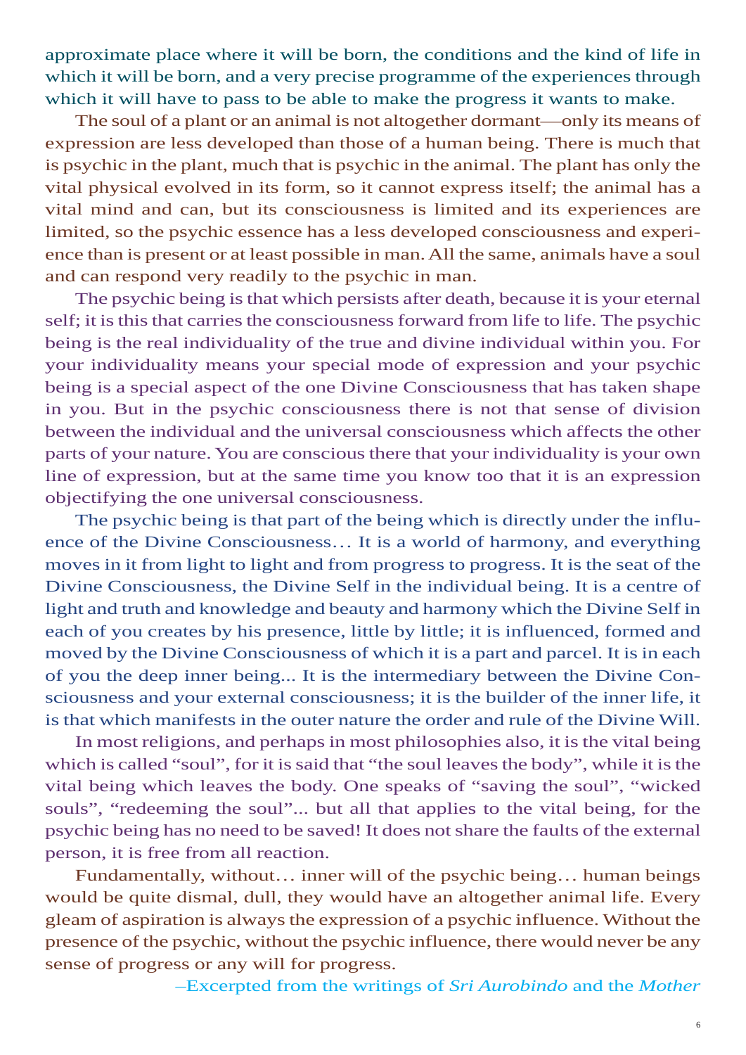approximate place where it will be born, the conditions and the kind of life in which it will be born, and a very precise programme of the experiences through which it will have to pass to be able to make the progress it wants to make.

The soul of a plant or an animal is not altogether dormant—only its means of expression are less developed than those of a human being. There is much that is psychic in the plant, much that is psychic in the animal. The plant has only the vital physical evolved in its form, so it cannot express itself; the animal has a vital mind and can, but its consciousness is limited and its experiences are limited, so the psychic essence has a less developed consciousness and experience than is present or at least possible in man. All the same, animals have a soul and can respond very readily to the psychic in man.

The psychic being is that which persists after death, because it is your eternal self; it is this that carries the consciousness forward from life to life. The psychic being is the real individuality of the true and divine individual within you. For your individuality means your special mode of expression and your psychic being is a special aspect of the one Divine Consciousness that has taken shape in you. But in the psychic consciousness there is not that sense of division between the individual and the universal consciousness which affects the other parts of your nature. You are conscious there that your individuality is your own line of expression, but at the same time you know too that it is an expression objectifying the one universal consciousness.

The psychic being is that part of the being which is directly under the influence of the Divine Consciousness… It is a world of harmony, and everything moves in it from light to light and from progress to progress. It is the seat of the Divine Consciousness, the Divine Self in the individual being. It is a centre of light and truth and knowledge and beauty and harmony which the Divine Self in each of you creates by his presence, little by little; it is influenced, formed and moved by the Divine Consciousness of which it is a part and parcel. It is in each of you the deep inner being... It is the intermediary between the Divine Consciousness and your external consciousness; it is the builder of the inner life, it is that which manifests in the outer nature the order and rule of the Divine Will.

In most religions, and perhaps in most philosophies also, it is the vital being which is called "soul", for it is said that "the soul leaves the body", while it is the vital being which leaves the body. One speaks of "saving the soul", "wicked souls", "redeeming the soul"... but all that applies to the vital being, for the psychic being has no need to be saved! It does not share the faults of the external person, it is free from all reaction.

Fundamentally, without… inner will of the psychic being… human beings would be quite dismal, dull, they would have an altogether animal life. Every gleam of aspiration is always the expression of a psychic influence. Without the presence of the psychic, without the psychic influence, there would never be any sense of progress or any will for progress.

–Excerpted from the writings of *Sri Aurobindo* and the *Mother*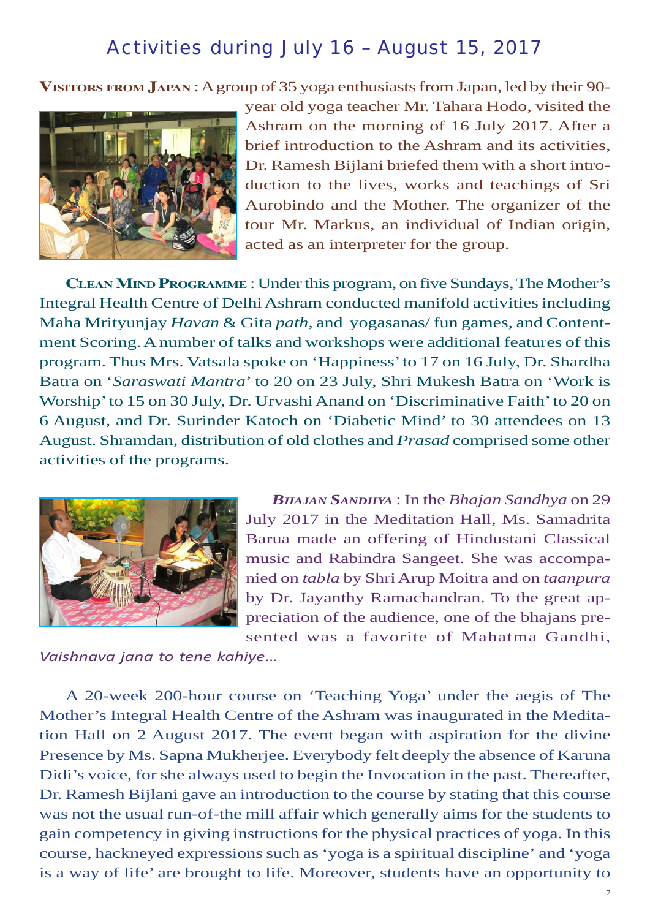# Activities during July 16 – August 15, 2017

**Visitors from Japan** : A group of 35 yoga enthusiasts from Japan, led by their 90-year old yoga teacher Mr. Tahara Hodo, visited the Ashram on the morning of 16 July 2017. After a brief introduction to the Ashram and its activities, Dr. Ramesh Bijlani briefed them with a short introduction to the lives, works and teachings of Sri Aurobindo and the Mother. The organizer of the tour Mr. Markus, an individual of Indian origin, acted as an interpreter for the group.

**Clean Mind Programme** : Under this program, on five Sundays, The Mother's Integral Health Centre of Delhi Ashram conducted manifold activities including Maha Mrityunjay *Havan* & Gita *path*, and yogasanas/ fun games, and Contentment Scoring. A number of talks and workshops were additional features of this program. Thus Mrs. Vatsala spoke on 'Happiness' to 17 on 16 July, Dr. Shardha Batra on '*Saraswati Mantra*' to 20 on 23 July, Shri Mukesh Batra on 'Work is Worship' to 15 on 30 July, Dr. Urvashi Anand on 'Discriminative Faith' to 20 on 6 August, and Dr. Surinder Katoch on 'Diabetic Mind' to 30 attendees on 13 August. Shramdan, distribution of old clothes and *Prasad* comprised some other activities of the programs.

***Bhajan Sandhya*** : In the *Bhajan Sandhya* on 29 July 2017 in the Meditation Hall, Ms. Samadrita Barua made an offering of Hindustani Classical music and Rabindra Sangeet. She was accompanied on *tabla* by Shri Arup Moitra and on *taanpura* by Dr. Jayanthy Ramachandran. To the great appreciation of the audience, one of the bhajans presented was a favorite of Mahatma Gandhi, *Vaishnava jana to tene kahiye…*

A 20-week 200-hour course on 'Teaching Yoga' under the aegis of The Mother's Integral Health Centre of the Ashram was inaugurated in the Meditation Hall on 2 August 2017. The event began with aspiration for the divine Presence by Ms. Sapna Mukherjee. Everybody felt deeply the absence of Karuna Didi's voice, for she always used to begin the Invocation in the past. Thereafter, Dr. Ramesh Bijlani gave an introduction to the course by stating that this course was not the usual run-of-the mill affair which generally aims for the students to gain competency in giving instructions for the physical practices of yoga. In this course, hackneyed expressions such as 'yoga is a spiritual discipline' and 'yoga is a way of life' are brought to life. Moreover, students have an opportunity to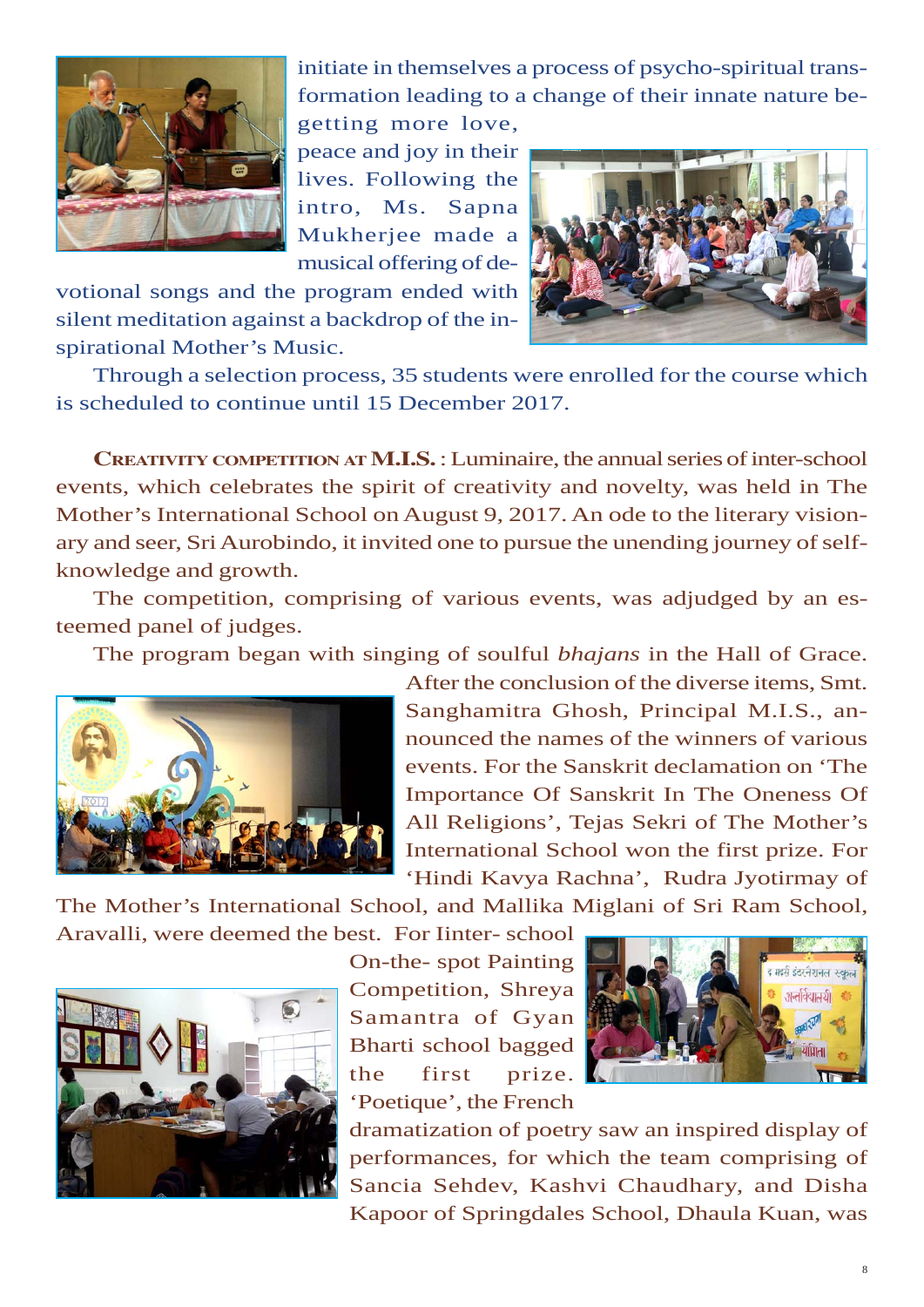initiate in themselves a process of psycho-spiritual transformation leading to a change of their innate nature begetting more love, peace and joy in their lives. Following the intro, Ms. Sapna Mukherjee made a musical offering of devotional songs and the program ended with silent meditation against a backdrop of the inspirational Mother's Music.

Through a selection process, 35 students were enrolled for the course which is scheduled to continue until 15 December 2017.

**CREATIVITY COMPETITION AT M.I.S.** : Luminaire, the annual series of inter-school events, which celebrates the spirit of creativity and novelty, was held in The Mother's International School on August 9, 2017. An ode to the literary visionary and seer, Sri Aurobindo, it invited one to pursue the unending journey of self-knowledge and growth.

The competition, comprising of various events, was adjudged by an esteemed panel of judges.

The program began with singing of soulful *bhajans* in the Hall of Grace. After the conclusion of the diverse items, Smt. Sanghamitra Ghosh, Principal M.I.S., announced the names of the winners of various events. For the Sanskrit declamation on 'The Importance Of Sanskrit In The Oneness Of All Religions', Tejas Sekri of The Mother's International School won the first prize. For 'Hindi Kavya Rachna', Rudra Jyotirmay of The Mother's International School, and Mallika Miglani of Sri Ram School, Aravalli, were deemed the best. For Iinter- school On-the- spot Painting Competition, Shreya Samantra of Gyan Bharti school bagged the first prize. 'Poetique', the French dramatization of poetry saw an inspired display of performances, for which the team comprising of Sancia Sehdev, Kashvi Chaudhary, and Disha Kapoor of Springdales School, Dhaula Kuan, was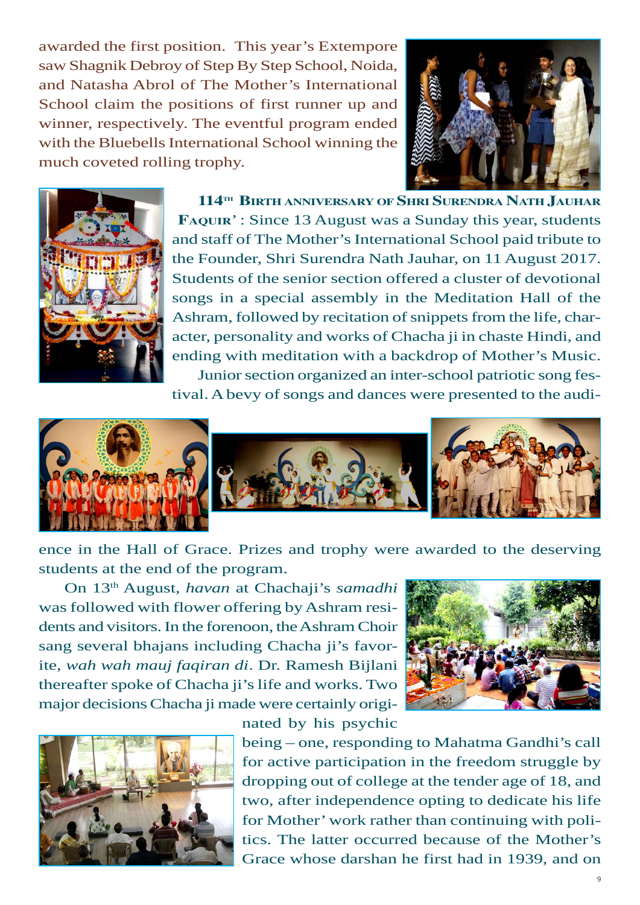awarded the first position. This year's Extempore saw Shagnik Debroy of Step By Step School, Noida, and Natasha Abrol of The Mother's International School claim the positions of first runner up and winner, respectively. The eventful program ended with the Bluebells International School winning the much coveted rolling trophy.

**114TH BIRTH ANNIVERSARY OF SHRI SURENDRA NATH JAUHAR FAQUIR'** : Since 13 August was a Sunday this year, students and staff of The Mother's International School paid tribute to the Founder, Shri Surendra Nath Jauhar, on 11 August 2017. Students of the senior section offered a cluster of devotional songs in a special assembly in the Meditation Hall of the Ashram, followed by recitation of snippets from the life, character, personality and works of Chacha ji in chaste Hindi, and ending with meditation with a backdrop of Mother's Music.

Junior section organized an inter-school patriotic song festival. A bevy of songs and dances were presented to the audience in the Hall of Grace. Prizes and trophy were awarded to the deserving students at the end of the program.

On 13th August, *havan* at Chachaji's *samadhi* was followed with flower offering by Ashram residents and visitors. In the forenoon, the Ashram Choir sang several bhajans including Chacha ji's favorite, *wah wah mauj faqiran di*. Dr. Ramesh Bijlani thereafter spoke of Chacha ji's life and works. Two major decisions Chacha ji made were certainly originated by his psychic being – one, responding to Mahatma Gandhi's call for active participation in the freedom struggle by dropping out of college at the tender age of 18, and two, after independence opting to dedicate his life for Mother' work rather than continuing with politics. The latter occurred because of the Mother's Grace whose darshan he first had in 1939, and on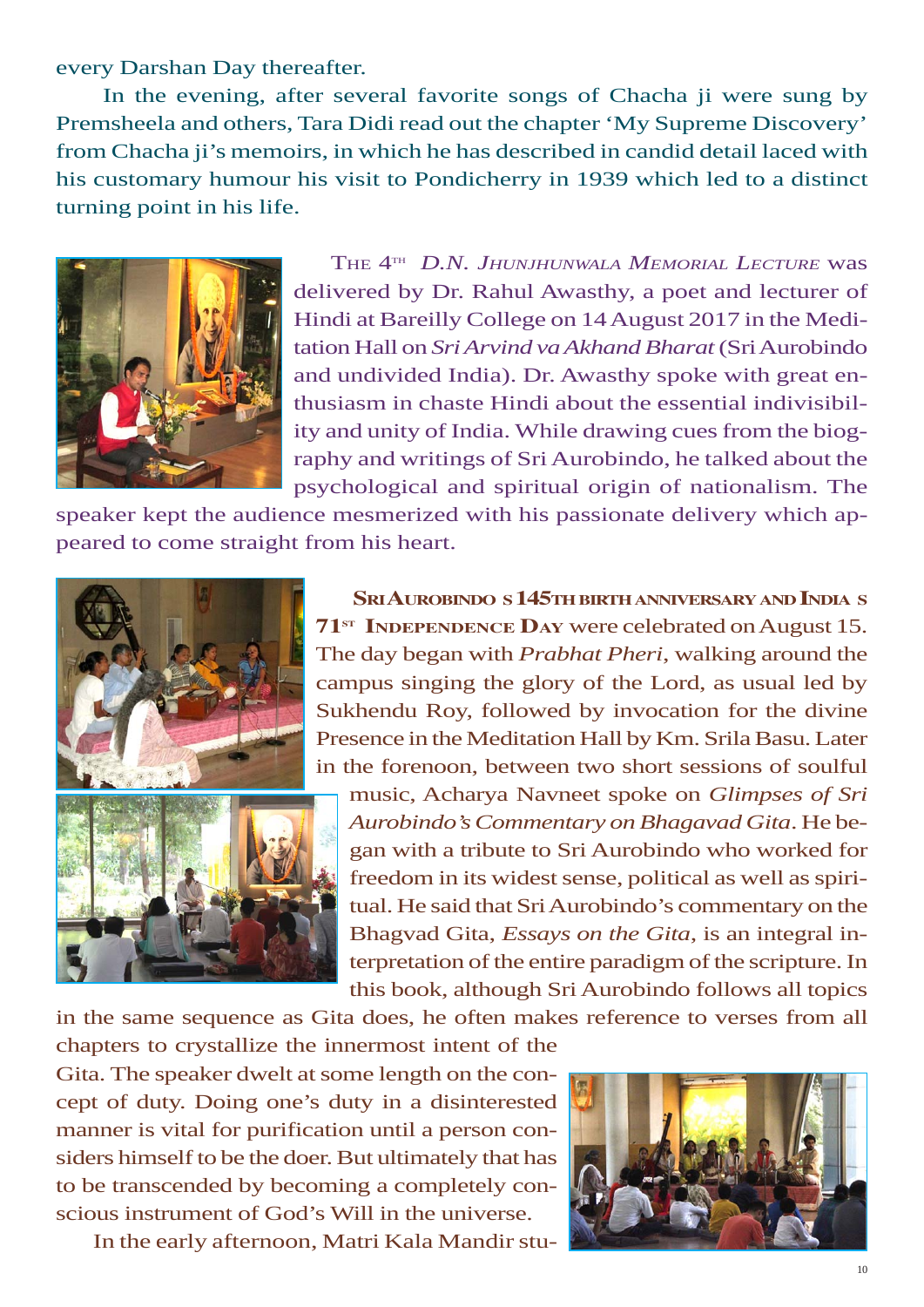every Darshan Day thereafter.

In the evening, after several favorite songs of Chacha ji were sung by Premsheela and others, Tara Didi read out the chapter 'My Supreme Discovery' from Chacha ji's memoirs, in which he has described in candid detail laced with his customary humour his visit to Pondicherry in 1939 which led to a distinct turning point in his life.

THE 4TH *D.N. JHUNJHUNWALA MEMORIAL LECTURE* was delivered by Dr. Rahul Awasthy, a poet and lecturer of Hindi at Bareilly College on 14 August 2017 in the Meditation Hall on *Sri Arvind va Akhand Bharat* (Sri Aurobindo and undivided India). Dr. Awasthy spoke with great enthusiasm in chaste Hindi about the essential indivisibility and unity of India. While drawing cues from the biography and writings of Sri Aurobindo, he talked about the psychological and spiritual origin of nationalism. The speaker kept the audience mesmerized with his passionate delivery which appeared to come straight from his heart.

**SRI AUROBINDO S 145TH BIRTH ANNIVERSARY AND INDIA S 71ST INDEPENDENCE DAY** were celebrated on August 15. The day began with *Prabhat Pheri*, walking around the campus singing the glory of the Lord, as usual led by Sukhendu Roy, followed by invocation for the divine Presence in the Meditation Hall by Km. Srila Basu. Later in the forenoon, between two short sessions of soulful music, Acharya Navneet spoke on *Glimpses of Sri Aurobindo's Commentary on Bhagavad Gita*. He began with a tribute to Sri Aurobindo who worked for freedom in its widest sense, political as well as spiritual. He said that Sri Aurobindo's commentary on the Bhagvad Gita, *Essays on the Gita*, is an integral interpretation of the entire paradigm of the scripture. In this book, although Sri Aurobindo follows all topics in the same sequence as Gita does, he often makes reference to verses from all chapters to crystallize the innermost intent of the Gita. The speaker dwelt at some length on the concept of duty. Doing one's duty in a disinterested manner is vital for purification until a person considers himself to be the doer. But ultimately that has to be transcended by becoming a completely conscious instrument of God's Will in the universe.

In the early afternoon, Matri Kala Mandir stu-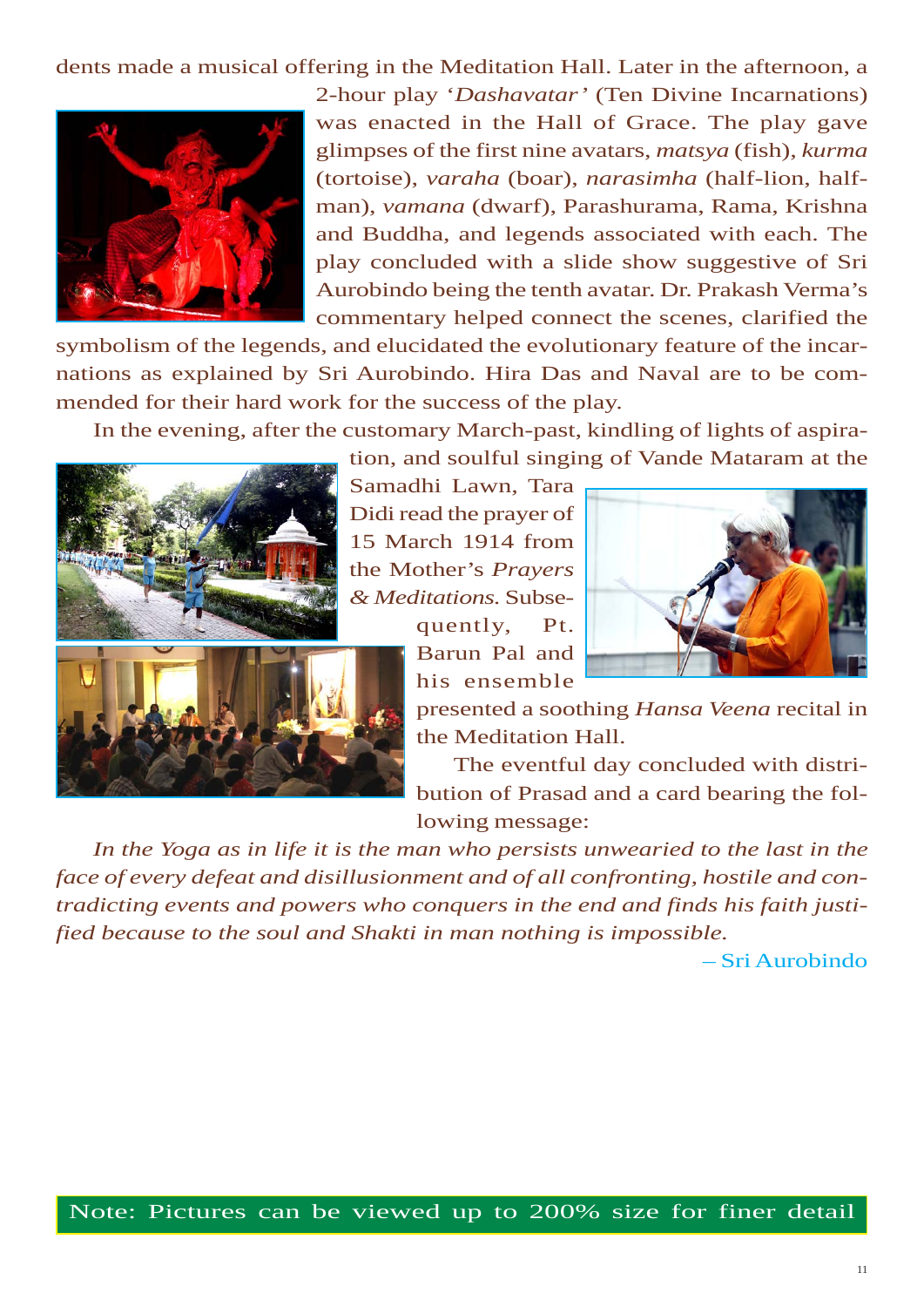dents made a musical offering in the Meditation Hall. Later in the afternoon, a 2-hour play '*Dashavatar*' (Ten Divine Incarnations) was enacted in the Hall of Grace. The play gave glimpses of the first nine avatars, *matsya* (fish), *kurma* (tortoise), *varaha* (boar), *narasimha* (half-lion, half-man), *vamana* (dwarf), Parashurama, Rama, Krishna and Buddha, and legends associated with each. The play concluded with a slide show suggestive of Sri Aurobindo being the tenth avatar. Dr. Prakash Verma's commentary helped connect the scenes, clarified the symbolism of the legends, and elucidated the evolutionary feature of the incarnations as explained by Sri Aurobindo. Hira Das and Naval are to be commended for their hard work for the success of the play.

In the evening, after the customary March-past, kindling of lights of aspiration, and soulful singing of Vande Mataram at the Samadhi Lawn, Tara Didi read the prayer of 15 March 1914 from the Mother's *Prayers & Meditations*. Subsequently, Pt. Barun Pal and his ensemble presented a soothing *Hansa Veena* recital in the Meditation Hall.

The eventful day concluded with distribution of Prasad and a card bearing the following message:

*In the Yoga as in life it is the man who persists unwearied to the last in the face of every defeat and disillusionment and of all confronting, hostile and contradicting events and powers who conquers in the end and finds his faith justified because to the soul and Shakti in man nothing is impossible.*

– Sri Aurobindo

Note: Pictures can be viewed up to 200% size for finer detail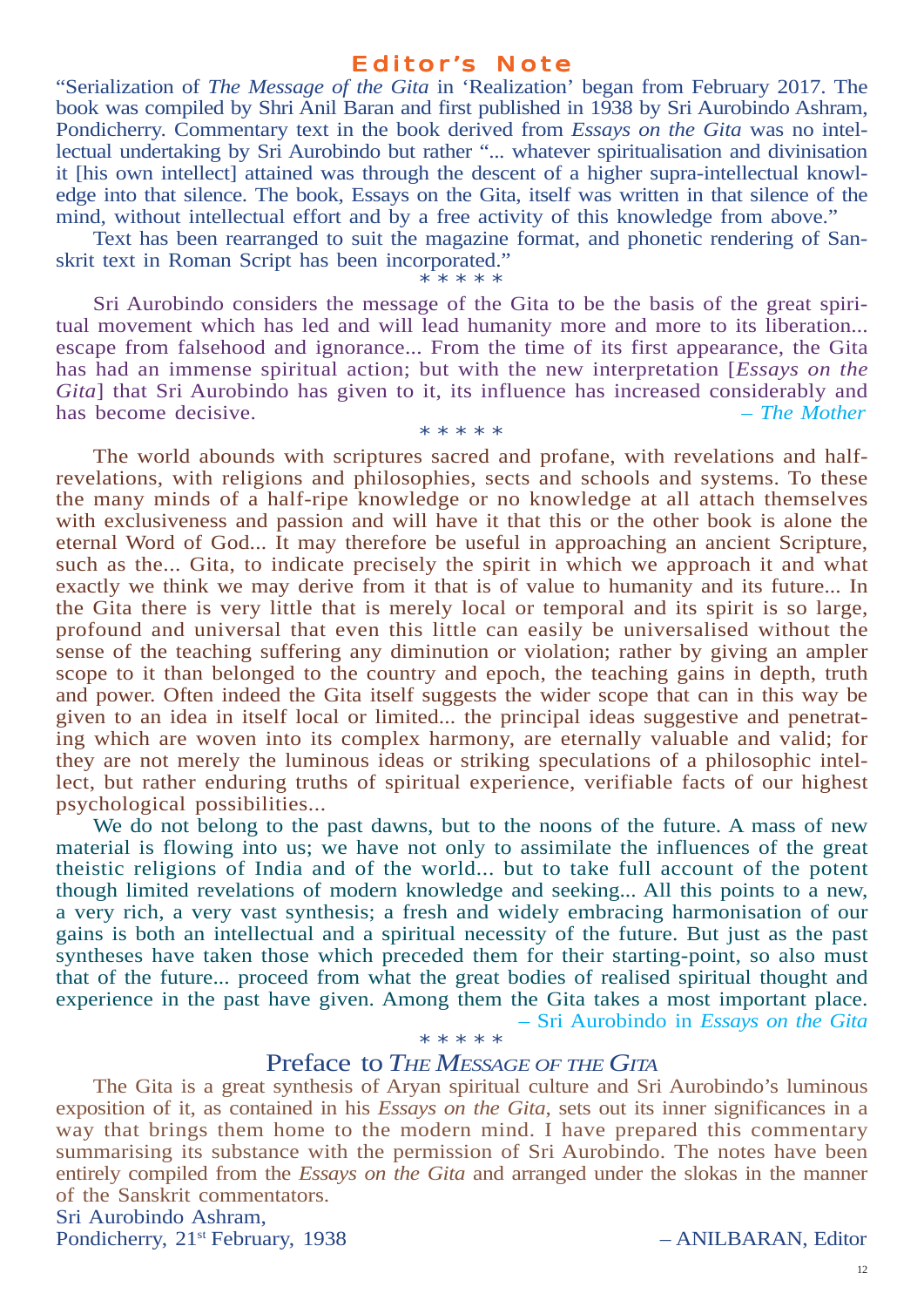## Editor's Note

"Serialization of *The Message of the Gita* in 'Realization' began from February 2017. The book was compiled by Shri Anil Baran and first published in 1938 by Sri Aurobindo Ashram, Pondicherry. Commentary text in the book derived from *Essays on the Gita* was no intellectual undertaking by Sri Aurobindo but rather "... whatever spiritualisation and divinisation it [his own intellect] attained was through the descent of a higher supra-intellectual knowledge into that silence. The book, Essays on the Gita, itself was written in that silence of the mind, without intellectual effort and by a free activity of this knowledge from above."

Text has been rearranged to suit the magazine format, and phonetic rendering of Sanskrit text in Roman Script has been incorporated."

\* \* \* \* \*

Sri Aurobindo considers the message of the Gita to be the basis of the great spiritual movement which has led and will lead humanity more and more to its liberation... escape from falsehood and ignorance... From the time of its first appearance, the Gita has had an immense spiritual action; but with the new interpretation [*Essays on the Gita*] that Sri Aurobindo has given to it, its influence has increased considerably and has become decisive. – *The Mother*

\* \* \* \* \*

The world abounds with scriptures sacred and profane, with revelations and half-revelations, with religions and philosophies, sects and schools and systems. To these the many minds of a half-ripe knowledge or no knowledge at all attach themselves with exclusiveness and passion and will have it that this or the other book is alone the eternal Word of God... It may therefore be useful in approaching an ancient Scripture, such as the... Gita, to indicate precisely the spirit in which we approach it and what exactly we think we may derive from it that is of value to humanity and its future... In the Gita there is very little that is merely local or temporal and its spirit is so large, profound and universal that even this little can easily be universalised without the sense of the teaching suffering any diminution or violation; rather by giving an ampler scope to it than belonged to the country and epoch, the teaching gains in depth, truth and power. Often indeed the Gita itself suggests the wider scope that can in this way be given to an idea in itself local or limited... the principal ideas suggestive and penetrating which are woven into its complex harmony, are eternally valuable and valid; for they are not merely the luminous ideas or striking speculations of a philosophic intellect, but rather enduring truths of spiritual experience, verifiable facts of our highest psychological possibilities...

We do not belong to the past dawns, but to the noons of the future. A mass of new material is flowing into us; we have not only to assimilate the influences of the great theistic religions of India and of the world... but to take full account of the potent though limited revelations of modern knowledge and seeking... All this points to a new, a very rich, a very vast synthesis; a fresh and widely embracing harmonisation of our gains is both an intellectual and a spiritual necessity of the future. But just as the past syntheses have taken those which preceded them for their starting-point, so also must that of the future... proceed from what the great bodies of realised spiritual thought and experience in the past have given. Among them the Gita takes a most important place.

– Sri Aurobindo in *Essays on the Gita*

\* \* \* \* \*

## Preface to *The Message of the Gita*

The Gita is a great synthesis of Aryan spiritual culture and Sri Aurobindo's luminous exposition of it, as contained in his *Essays on the Gita*, sets out its inner significances in a way that brings them home to the modern mind. I have prepared this commentary summarising its substance with the permission of Sri Aurobindo. The notes have been entirely compiled from the *Essays on the Gita* and arranged under the slokas in the manner of the Sanskrit commentators.

Sri Aurobindo Ashram,
Pondicherry, 21st February, 1938 – ANILBARAN, Editor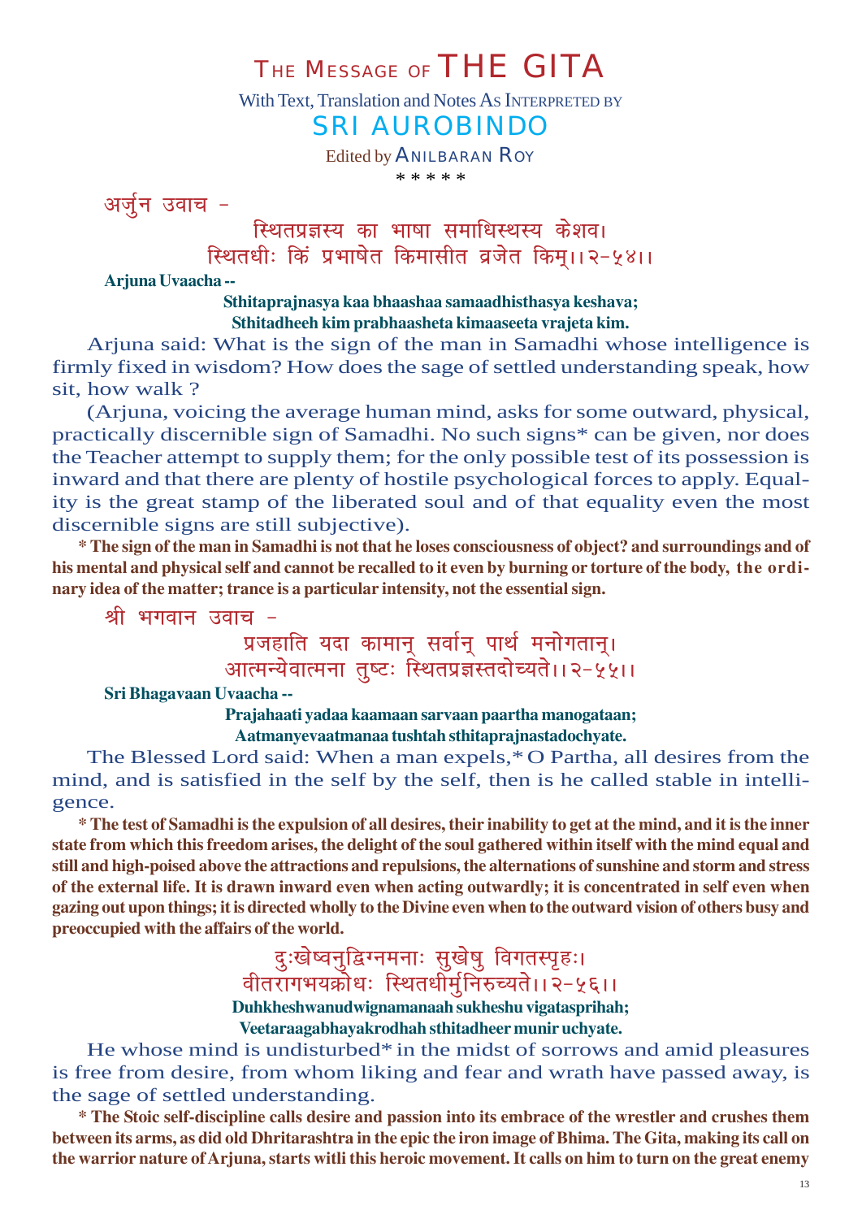# THE MESSAGE OF THE GITA

With Text, Translation and Notes As INTERPRETED BY

## SRI AUROBINDO

Edited by ANILBARAN ROY

\* \* \* \* \*

अर्जुन उवाच –

स्थितप्रज्ञस्य का भाषा समाधिस्थस्य केशव।
स्थितधीः किं प्रभाषेत किमासीत व्रजेत किम्।।२-५४।।

**Arjuna Uvaacha --**

**Sthitaprajnasya kaa bhaashaa samaadhisthasya keshava;**
**Sthitadheeh kim prabhaasheta kimaaseeta vrajeta kim.**

Arjuna said: What is the sign of the man in Samadhi whose intelligence is firmly fixed in wisdom? How does the sage of settled understanding speak, how sit, how walk ?

(Arjuna, voicing the average human mind, asks for some outward, physical, practically discernible sign of Samadhi. No such signs* can be given, nor does the Teacher attempt to supply them; for the only possible test of its possession is inward and that there are plenty of hostile psychological forces to apply. Equality is the great stamp of the liberated soul and of that equality even the most discernible signs are still subjective).

**\* The sign of the man in Samadhi is not that he loses consciousness of object? and surroundings and of his mental and physical self and cannot be recalled to it even by burning or torture of the body, the ordinary idea of the matter; trance is a particular intensity, not the essential sign.**

श्री भगवान उवाच –

प्रजहाति यदा कामान् सर्वान् पार्थ मनोगतान्।
आत्मन्येवात्मना तुष्टः स्थितप्रज्ञस्तदोच्यते।।२-५५।।

**Sri Bhagavaan Uvaacha --**

**Prajahaati yadaa kaamaan sarvaan paartha manogataan;**
**Aatmanyevaatmanaa tushtah sthitaprajnastadochyate.**

The Blessed Lord said: When a man expels,* O Partha, all desires from the mind, and is satisfied in the self by the self, then is he called stable in intelligence.

**\* The test of Samadhi is the expulsion of all desires, their inability to get at the mind, and it is the inner state from which this freedom arises, the delight of the soul gathered within itself with the mind equal and still and high-poised above the attractions and repulsions, the alternations of sunshine and storm and stress of the external life. It is drawn inward even when acting outwardly; it is concentrated in self even when gazing out upon things; it is directed wholly to the Divine even when to the outward vision of others busy and preoccupied with the affairs of the world.**

दुःखेष्वनुद्विग्नमनाः सुखेषु विगतस्पृहः।
वीतरागभयक्रोधः स्थितधीर्मुनिरुच्यते।।२-५६।।

**Duhkheshwanudwignamanaah sukheshu vigatasprihah;**
**Veetaraagabhayakrodhah sthitadheer munir uchyate.**

He whose mind is undisturbed* in the midst of sorrows and amid pleasures is free from desire, from whom liking and fear and wrath have passed away, is the sage of settled understanding.

**\* The Stoic self-discipline calls desire and passion into its embrace of the wrestler and crushes them between its arms, as did old Dhritarashtra in the epic the iron image of Bhima. The Gita, making its call on the warrior nature of Arjuna, starts witli this heroic movement. It calls on him to turn on the great enemy**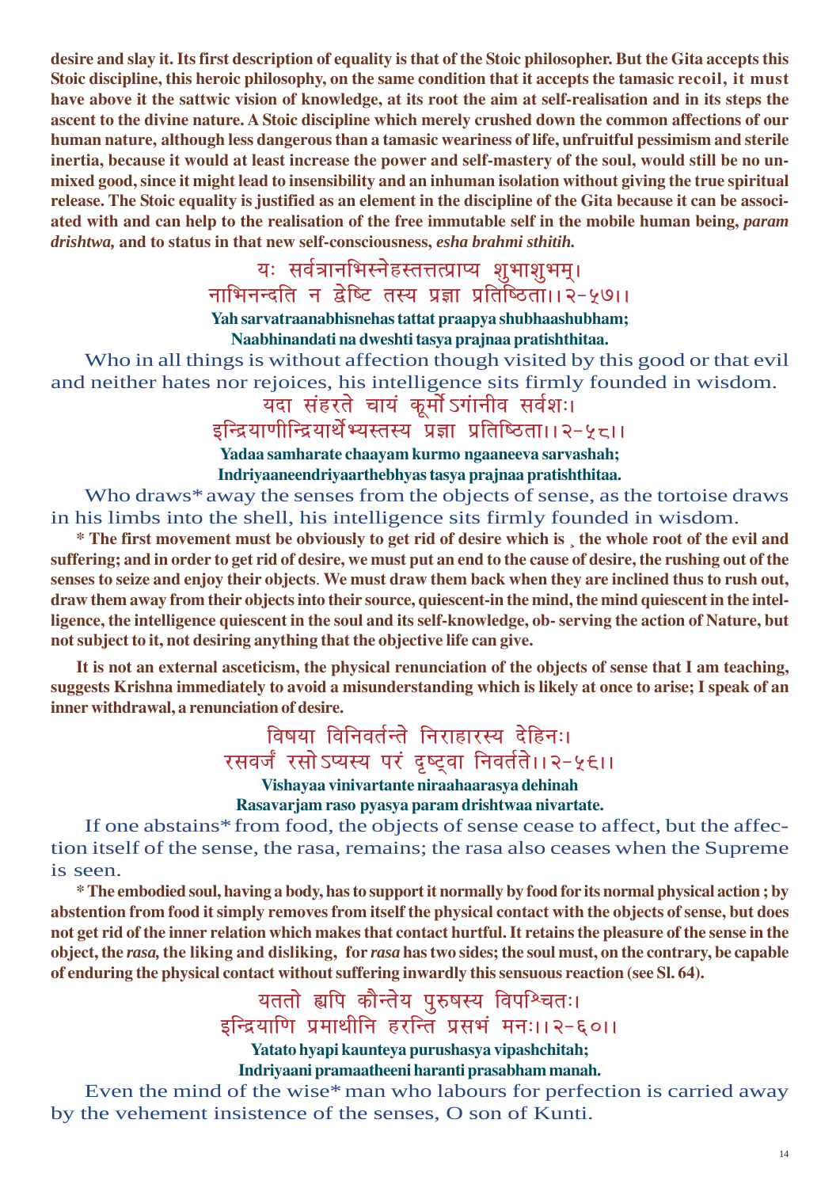**desire and slay it. Its first description of equality is that of the Stoic philosopher. But the Gita accepts this Stoic discipline, this heroic philosophy, on the same condition that it accepts the tamasic recoil, it must have above it the sattwic vision of knowledge, at its root the aim at self-realisation and in its steps the ascent to the divine nature. A Stoic discipline which merely crushed down the common affections of our human nature, although less dangerous than a tamasic weariness of life, unfruitful pessimism and sterile inertia, because it would at least increase the power and self-mastery of the soul, would still be no unmixed good, since it might lead to insensibility and an inhuman isolation without giving the true spiritual release. The Stoic equality is justified as an element in the discipline of the Gita because it can be associated with and can help to the realisation of the free immutable self in the mobile human being, *param drishtwa,* and to status in that new self-consciousness, *esha brahmi sthitih.***

यः सर्वत्रानभिस्नेहस्तत्तत्प्राप्य शुभाशुभम्।
नाभिनन्दति न द्वेष्टि तस्य प्रज्ञा प्रतिष्ठिता।।२-५७।।

**Yah sarvatraanabhisnehas tattat praapya shubhaashubham;**
**Naabhinandati na dweshti tasya prajnaa pratishthitaa.**

Who in all things is without affection though visited by this good or that evil and neither hates nor rejoices, his intelligence sits firmly founded in wisdom.

यदा संहरते चायं कूर्मोऽगांनीव सर्वशः।
इन्द्रियाणीन्द्रियार्थेभ्यस्तस्य प्रज्ञा प्रतिष्ठिता।।२-५८।।

**Yadaa samharate chaayam kurmo ngaaneeva sarvashah;**
**Indriyaaneendriyaarthebhyas tasya prajnaa pratishthitaa.**

Who draws* away the senses from the objects of sense, as the tortoise draws in his limbs into the shell, his intelligence sits firmly founded in wisdom.

**\* The first movement must be obviously to get rid of desire which is ¸ the whole root of the evil and suffering; and in order to get rid of desire, we must put an end to the cause of desire, the rushing out of the senses to seize and enjoy their objects. We must draw them back when they are inclined thus to rush out, draw them away from their objects into their source, quiescent-in the mind, the mind quiescent in the intelligence, the intelligence quiescent in the soul and its self-knowledge, ob- serving the action of Nature, but not subject to it, not desiring anything that the objective life can give.**

**It is not an external asceticism, the physical renunciation of the objects of sense that I am teaching, suggests Krishna immediately to avoid a misunderstanding which is likely at once to arise; I speak of an inner withdrawal, a renunciation of desire.**

विषया विनिवर्तन्ते निराहारस्य देहिनः।
रसवर्जं रसोऽप्यस्य परं दृष्ट्वा निवर्तते।।२-५९।।

**Vishayaa vinivartante niraahaarasya dehinah**
**Rasavarjam raso pyasya param drishtwaa nivartate.**

If one abstains* from food, the objects of sense cease to affect, but the affection itself of the sense, the rasa, remains; the rasa also ceases when the Supreme is seen.

**\* The embodied soul, having a body, has to support it normally by food for its normal physical action ; by abstention from food it simply removes from itself the physical contact with the objects of sense, but does not get rid of the inner relation which makes that contact hurtful. It retains the pleasure of the sense in the object, the *rasa,* the liking and disliking, for *rasa* has two sides; the soul must, on the contrary, be capable of enduring the physical contact without suffering inwardly this sensuous reaction (see Sl. 64).**

यततो ह्यपि कौन्तेय पुरुषस्य विपश्चितः।
इन्द्रियाणि प्रमाथीनि हरन्ति प्रसभं मनः।।२-६०।।

**Yatato hyapi kaunteya purushasya vipashchitah;**
**Indriyaani pramaatheeni haranti prasabham manah.**

Even the mind of the wise* man who labours for perfection is carried away by the vehement insistence of the senses, O son of Kunti.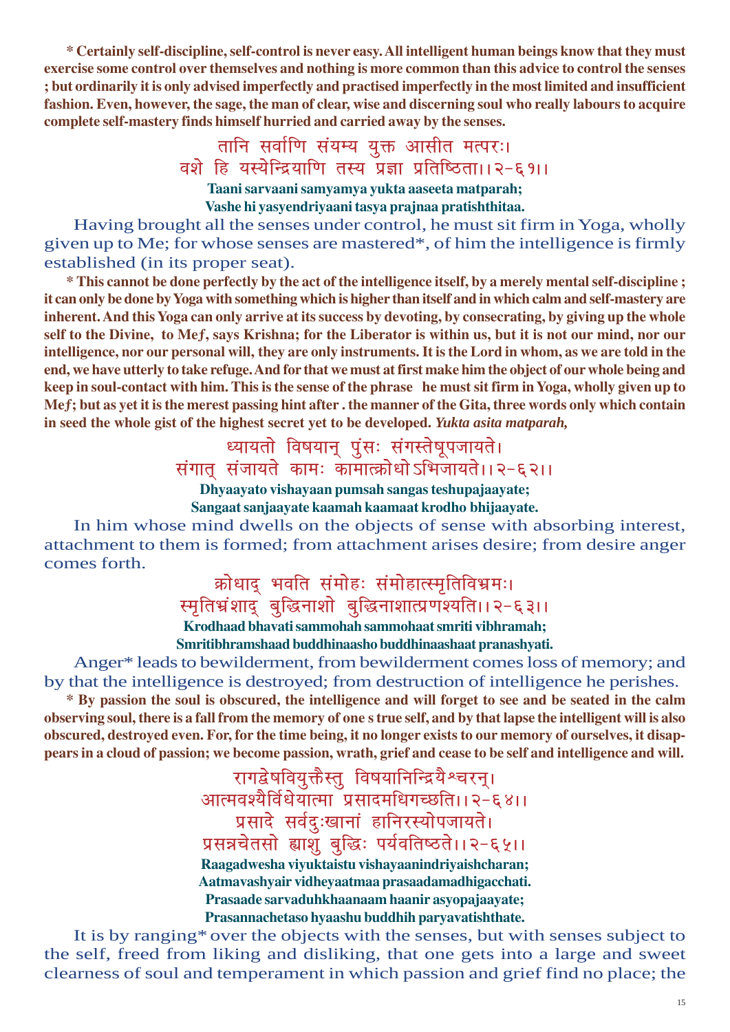**\* Certainly self-discipline, self-control is never easy. All intelligent human beings know that they must exercise some control over themselves and nothing is more common than this advice to control the senses ; but ordinarily it is only advised imperfectly and practised imperfectly in the most limited and insufficient fashion. Even, however, the sage, the man of clear, wise and discerning soul who really labours to acquire complete self-mastery finds himself hurried and carried away by the senses.**

तानि सर्वाणि संयम्य युक्त आसीत मत्परः।
वशे हि यस्येन्द्रियाणि तस्य प्रज्ञा प्रतिष्ठिता।।२-६१।।

**Taani sarvaani samyamya yukta aaseeta matparah;**
**Vashe hi yasyendriyaani tasya prajnaa pratishthitaa.**

Having brought all the senses under control, he must sit firm in Yoga, wholly given up to Me; for whose senses are mastered*, of him the intelligence is firmly established (in its proper seat).

**\* This cannot be done perfectly by the act of the intelligence itself, by a merely mental self-discipline ; it can only be done by Yoga with something which is higher than itself and in which calm and self-mastery are inherent. And this Yoga can only arrive at its success by devoting, by consecrating, by giving up the whole self to the Divine, to Meƒ, says Krishna; for the Liberator is within us, but it is not our mind, nor our intelligence, nor our personal will, they are only instruments. It is the Lord in whom, as we are told in the end, we have utterly to take refuge. And for that we must at first make him the object of our whole being and keep in soul-contact with him. This is the sense of the phrase he must sit firm in Yoga, wholly given up to Meƒ; but as yet it is the merest passing hint after . the manner of the Gita, three words only which contain in seed the whole gist of the highest secret yet to be developed. *Yukta asita matparah,***

ध्यायतो विषयान् पुंसः संगस्तेषूपजायते।
संगात् संजायते कामः कामात्क्रोधोऽभिजायते।।२-६२।।

**Dhyaayato vishayaan pumsah sangas teshupajaayate;**
**Sangaat sanjaayate kaamah kaamaat krodho bhijaayate.**

In him whose mind dwells on the objects of sense with absorbing interest, attachment to them is formed; from attachment arises desire; from desire anger comes forth.

क्रोधाद् भवति संमोहः संमोहात्स्मृतिविभ्रमः।
स्मृतिभ्रंशाद् बुद्धिनाशो बुद्धिनाशात्प्रणश्यति।।२-६३।।

**Krodhaad bhavati sammohah sammohaat smriti vibhramah;**
**Smritibhramshaad buddhinaasho buddhinaashaat pranashyati.**

Anger* leads to bewilderment, from bewilderment comes loss of memory; and by that the intelligence is destroyed; from destruction of intelligence he perishes.

**\* By passion the soul is obscured, the intelligence and will forget to see and be seated in the calm observing soul, there is a fall from the memory of one s true self, and by that lapse the intelligent will is also obscured, destroyed even. For, for the time being, it no longer exists to our memory of ourselves, it disappears in a cloud of passion; we become passion, wrath, grief and cease to be self and intelligence and will.**

रागद्वेषवियुक्तैस्तु विषयानिन्द्रियैश्चरन्।
आत्मवश्यैर्विधेयात्मा प्रसादमधिगच्छति।।२-६४।।
प्रसादे सर्वदुःखानां हानिरस्योपजायते।
प्रसन्नचेतसो ह्याशु बुद्धिः पर्यवतिष्ठते।।२-६५।।

**Raagadwesha viyuktaistu vishayaanindriyaishcharan;**
**Aatmavashyair vidheyaatmaa prasaadamadhigacchati.**
**Prasaade sarvaduhkhaanaam haanir asyopajaayate;**
**Prasannachetaso hyaashu buddhih paryavatishthate.**

It is by ranging* over the objects with the senses, but with senses subject to the self, freed from liking and disliking, that one gets into a large and sweet clearness of soul and temperament in which passion and grief find no place; the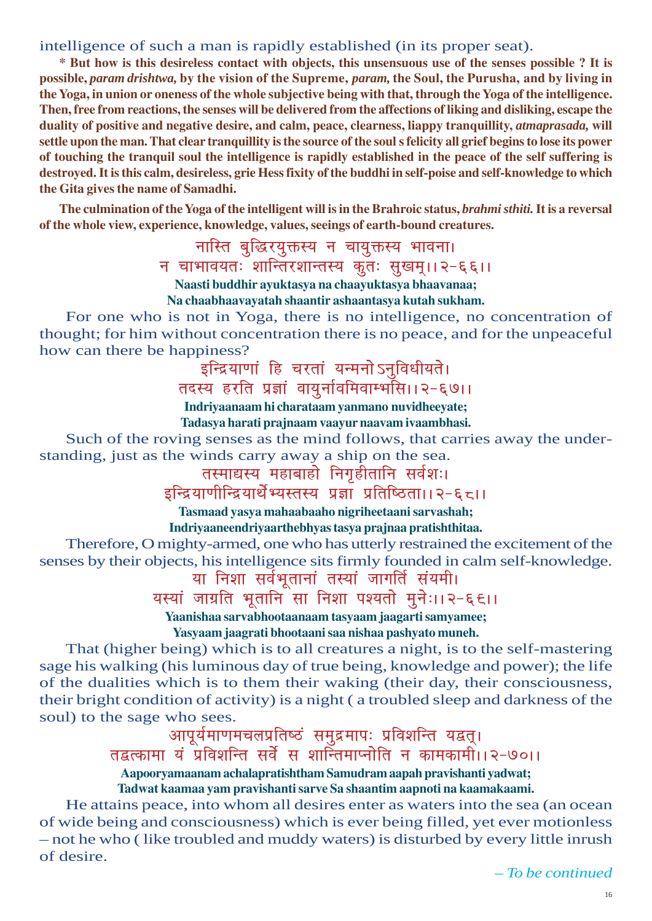intelligence of such a man is rapidly established (in its proper seat).

**\* But how is this desireless contact with objects, this unsensuous use of the senses possible ? It is possible, *param drishtwa,* by the vision of the Supreme, *param,* the Soul, the Purusha, and by living in the Yoga, in union or oneness of the whole subjective being with that, through the Yoga of the intelligence. Then, free from reactions, the senses will be delivered from the affections of liking and disliking, escape the duality of positive and negative desire, and calm, peace, clearness, liappy tranquillity, *atmaprasada,* will settle upon the man. That clear tranquillity is the source of the soul s felicity all grief begins to lose its power of touching the tranquil soul the intelligence is rapidly established in the peace of the self suffering is destroyed. It is this calm, desireless, grie Hess fixity of the buddhi in self-poise and self-knowledge to which the Gita gives the name of Samadhi.**

**The culmination of the Yoga of the intelligent will is in the Brahroic status, *brahmi sthiti.* It is a reversal of the whole view, experience, knowledge, values, seeings of earth-bound creatures.**

नास्ति बुद्धिरयुक्तस्य न चायुक्तस्य भावना।
न चाभावयतः शान्तिरशान्तस्य कुतः सुखम्।।२-६६।।

**Naasti buddhir ayuktasya na chaayuktasya bhaavanaa;**
**Na chaabhaavayatah shaantir ashaantasya kutah sukham.**

For one who is not in Yoga, there is no intelligence, no concentration of thought; for him without concentration there is no peace, and for the unpeaceful how can there be happiness?

इन्द्रियाणां हि चरतां यन्मनोऽनुविधीयते।
तदस्य हरति प्रज्ञां वायुर्नावमिवाम्भसि।।२-६७।।

**Indriyaanaam hi charataam yanmano nuvidheeyate;**
**Tadasya harati prajnaam vaayur naavam ivaambhasi.**

Such of the roving senses as the mind follows, that carries away the understanding, just as the winds carry away a ship on the sea.

तस्माद्यस्य महाबाहो निगृहीतानि सर्वशः।
इन्द्रियाणीन्द्रियार्थेभ्यस्तस्य प्रज्ञा प्रतिष्ठिता।।२-६८।।

**Tasmaad yasya mahaabaaho nigriheetaani sarvashah;**
**Indriyaaneendriyaarthebhyas tasya prajnaa pratishthitaa.**

Therefore, O mighty-armed, one who has utterly restrained the excitement of the senses by their objects, his intelligence sits firmly founded in calm self-knowledge.

या निशा सर्वभूतानां तस्यां जागर्ति संयमी।
यस्यां जाग्रति भूतानि सा निशा पश्यतो मुनेः।।२-६९।।

**Yaanishaa sarvabhootaanaam tasyaam jaagarti samyamee;**
**Yasyaam jaagrati bhootaani saa nishaa pashyato muneh.**

That (higher being) which is to all creatures a night, is to the self-mastering sage his walking (his luminous day of true being, knowledge and power); the life of the dualities which is to them their waking (their day, their consciousness, their bright condition of activity) is a night ( a troubled sleep and darkness of the soul) to the sage who sees.

आपूर्यमाणमचलप्रतिष्ठं समुद्रमापः प्रविशन्ति यद्वत्।
तद्वत्कामा यं प्रविशन्ति सर्वे स शान्तिमाप्नोति न कामकामी।।२-७०।।

**Aapooryamaanam achalapratishtham Samudram aapah pravishanti yadwat;**
**Tadwat kaamaa yam pravishanti sarve Sa shaantim aapnoti na kaamakaami.**

He attains peace, into whom all desires enter as waters into the sea (an ocean of wide being and consciousness) which is ever being filled, yet ever motionless – not he who ( like troubled and muddy waters) is disturbed by every little inrush of desire.

*– To be continued*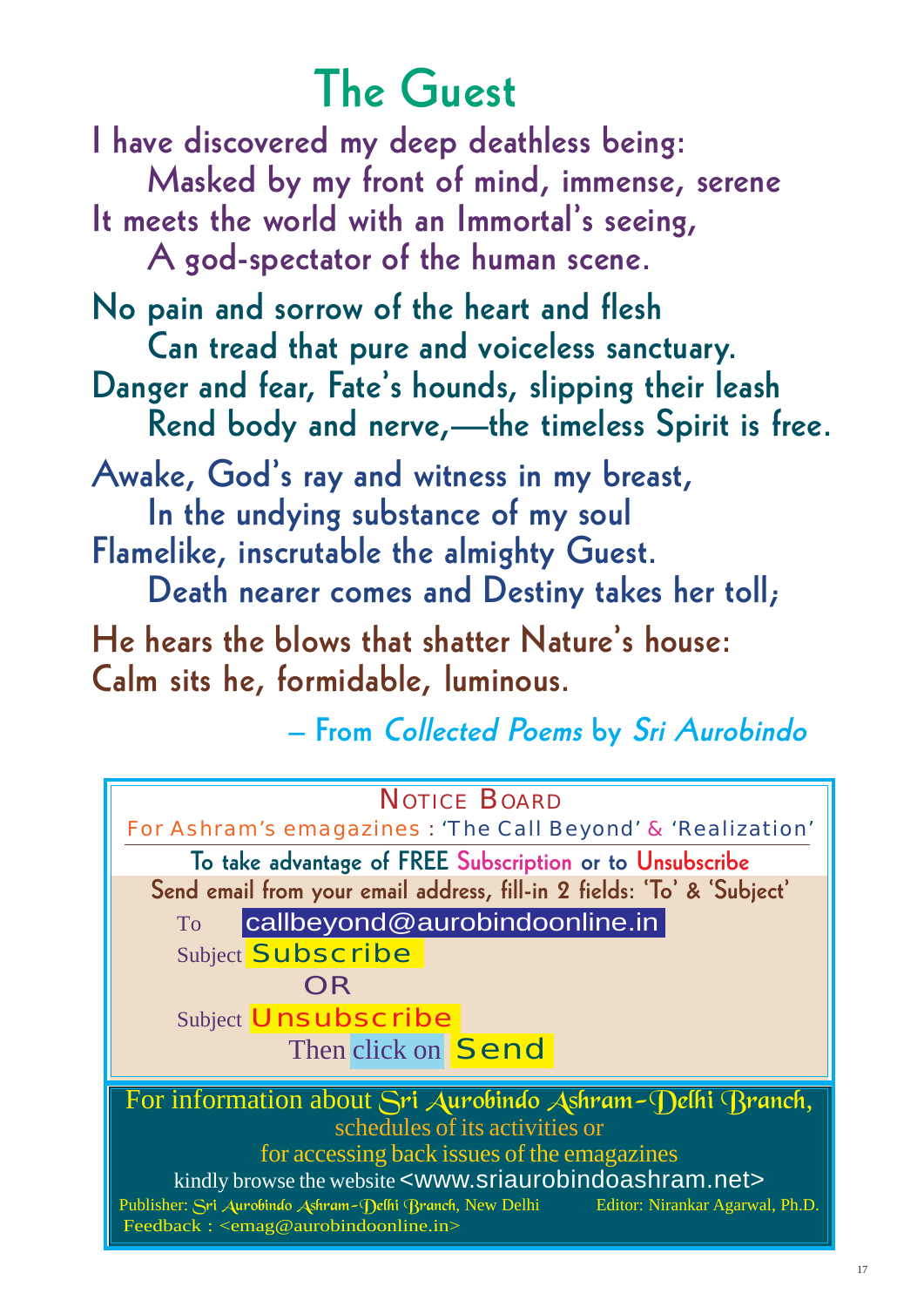# The Guest

I have discovered my deep deathless being:
    Masked by my front of mind, immense, serene
It meets the world with an Immortal's seeing,
    A god-spectator of the human scene.

No pain and sorrow of the heart and flesh
    Can tread that pure and voiceless sanctuary.
Danger and fear, Fate's hounds, slipping their leash
    Rend body and nerve,—the timeless Spirit is free.

Awake, God's ray and witness in my breast,
    In the undying substance of my soul
Flamelike, inscrutable the almighty Guest.
    Death nearer comes and Destiny takes her toll;

He hears the blows that shatter Nature's house:
Calm sits he, formidable, luminous.

– From *Collected Poems* by *Sri Aurobindo*

---

## NOTICE BOARD

For Ashram's emagazines : 'The Call Beyond' & 'Realization'

**To take advantage of FREE Subscription or to Unsubscribe**

**Send email from your email address, fill-in 2 fields: 'To' & 'Subject'**

To callbeyond@aurobindoonline.in

Subject Subscribe

OR

Subject Unsubscribe

Then click on Send

---

For information about Sri Aurobindo Ashram-Delhi Branch,
schedules of its activities or
for accessing back issues of the emagazines
kindly browse the website <www.sriaurobindoashram.net>

Publisher: Sri Aurobindo Ashram-Delhi Branch, New Delhi    Editor: Nirankar Agarwal, Ph.D.

Feedback : <emag@aurobindoonline.in>